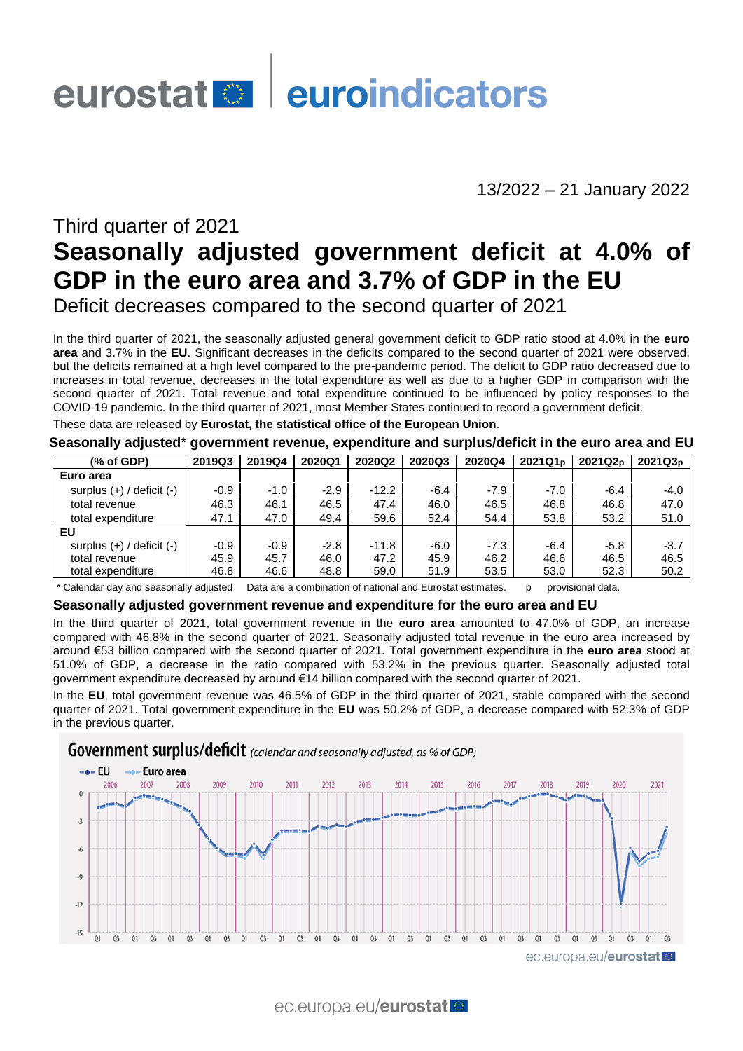eurostat | euroindicators

13/2022 – 21 January 2022

## Third quarter of 2021

# Seasonally adjusted government deficit at 4.0% of GDP in the euro area and 3.7% of GDP in the EU

## Deficit decreases compared to the second quarter of 2021

In the third quarter of 2021, the seasonally adjusted general government deficit to GDP ratio stood at 4.0% in the **euro area** and 3.7% in the **EU**. Significant decreases in the deficits compared to the second quarter of 2021 were observed, but the deficits remained at a high level compared to the pre-pandemic period. The deficit to GDP ratio decreased due to increases in total revenue, decreases in the total expenditure as well as due to a higher GDP in comparison with the second quarter of 2021. Total revenue and total expenditure continued to be influenced by policy responses to the COVID-19 pandemic. In the third quarter of 2021, most Member States continued to record a government deficit.

These data are released by **Eurostat, the statistical office of the European Union**.

### Seasonally adjusted* government revenue, expenditure and surplus/deficit in the euro area and EU

| (% of GDP) | 2019Q3 | 2019Q4 | 2020Q1 | 2020Q2 | 2020Q3 | 2020Q4 | 2021Q1p | 2021Q2p | 2021Q3p |
|---|---|---|---|---|---|---|---|---|---|
| **Euro area** | | | | | | | | | |
| surplus (+) / deficit (-) | -0.9 | -1.0 | -2.9 | -12.2 | -6.4 | -7.9 | -7.0 | -6.4 | -4.0 |
| total revenue | 46.3 | 46.1 | 46.5 | 47.4 | 46.0 | 46.5 | 46.8 | 46.8 | 47.0 |
| total expenditure | 47.1 | 47.0 | 49.4 | 59.6 | 52.4 | 54.4 | 53.8 | 53.2 | 51.0 |
| **EU** | | | | | | | | | |
| surplus (+) / deficit (-) | -0.9 | -0.9 | -2.8 | -11.8 | -6.0 | -7.3 | -6.4 | -5.8 | -3.7 |
| total revenue | 45.9 | 45.7 | 46.0 | 47.2 | 45.9 | 46.2 | 46.6 | 46.5 | 46.5 |
| total expenditure | 46.8 | 46.6 | 48.8 | 59.0 | 51.9 | 53.5 | 53.0 | 52.3 | 50.2 |

\* Calendar day and seasonally adjusted   Data are a combination of national and Eurostat estimates.   p provisional data.

### Seasonally adjusted government revenue and expenditure for the euro area and EU

In the third quarter of 2021, total government revenue in the **euro area** amounted to 47.0% of GDP, an increase compared with 46.8% in the second quarter of 2021. Seasonally adjusted total revenue in the euro area increased by around €53 billion compared with the second quarter of 2021. Total government expenditure in the **euro area** stood at 51.0% of GDP, a decrease in the ratio compared with 53.2% in the previous quarter. Seasonally adjusted total government expenditure decreased by around €14 billion compared with the second quarter of 2021.

In the **EU**, total government revenue was 46.5% of GDP in the third quarter of 2021, stable compared with the second quarter of 2021. Total government expenditure in the **EU** was 50.2% of GDP, a decrease compared with 52.3% of GDP in the previous quarter.

**Government surplus/deficit** *(calendar and seasonally adjusted, as % of GDP)*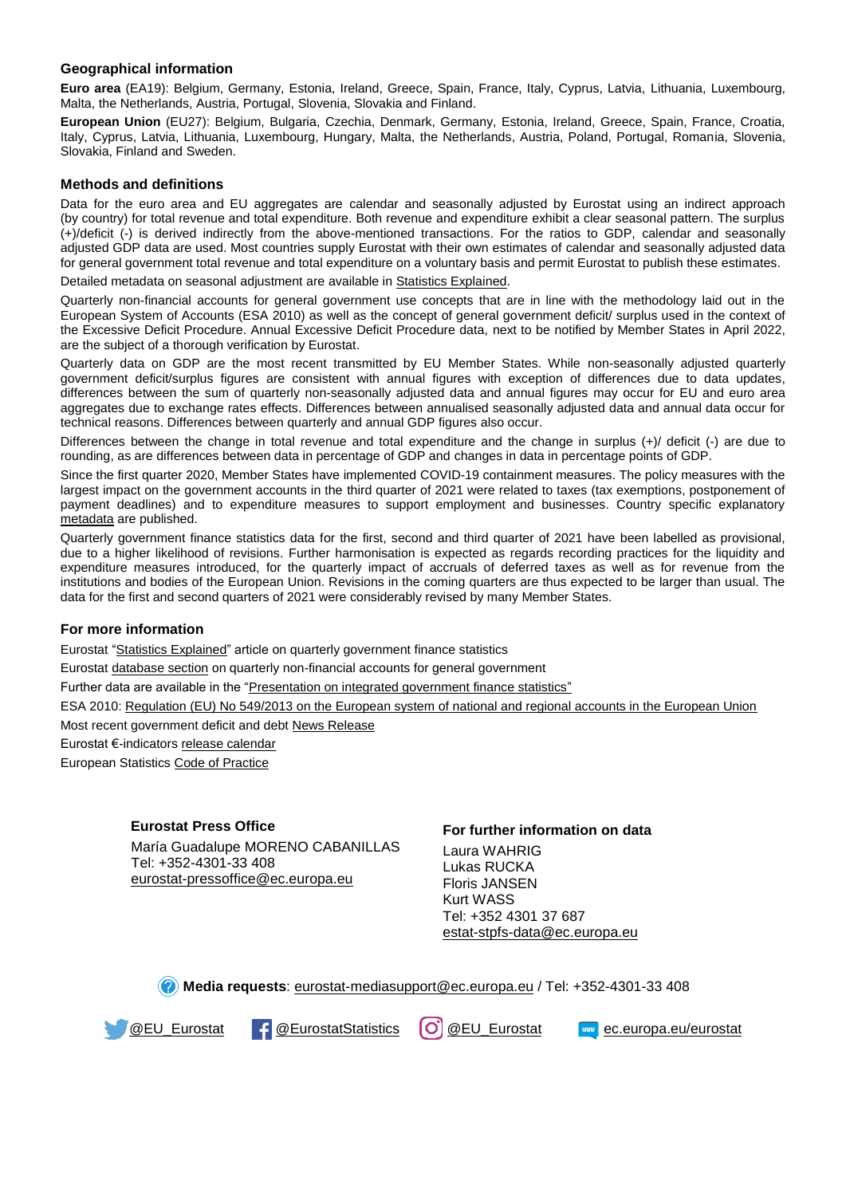## Geographical information

**Euro area** (EA19): Belgium, Germany, Estonia, Ireland, Greece, Spain, France, Italy, Cyprus, Latvia, Lithuania, Luxembourg, Malta, the Netherlands, Austria, Portugal, Slovenia, Slovakia and Finland.

**European Union** (EU27): Belgium, Bulgaria, Czechia, Denmark, Germany, Estonia, Ireland, Greece, Spain, France, Croatia, Italy, Cyprus, Latvia, Lithuania, Luxembourg, Hungary, Malta, the Netherlands, Austria, Poland, Portugal, Romania, Slovenia, Slovakia, Finland and Sweden.

## Methods and definitions

Data for the euro area and EU aggregates are calendar and seasonally adjusted by Eurostat using an indirect approach (by country) for total revenue and total expenditure. Both revenue and expenditure exhibit a clear seasonal pattern. The surplus (+)/deficit (-) is derived indirectly from the above-mentioned transactions. For the ratios to GDP, calendar and seasonally adjusted GDP data are used. Most countries supply Eurostat with their own estimates of calendar and seasonally adjusted data for general government total revenue and total expenditure on a voluntary basis and permit Eurostat to publish these estimates.

Detailed metadata on seasonal adjustment are available in Statistics Explained.

Quarterly non-financial accounts for general government use concepts that are in line with the methodology laid out in the European System of Accounts (ESA 2010) as well as the concept of general government deficit/ surplus used in the context of the Excessive Deficit Procedure. Annual Excessive Deficit Procedure data, next to be notified by Member States in April 2022, are the subject of a thorough verification by Eurostat.

Quarterly data on GDP are the most recent transmitted by EU Member States. While non-seasonally adjusted quarterly government deficit/surplus figures are consistent with annual figures with exception of differences due to data updates, differences between the sum of quarterly non-seasonally adjusted data and annual figures may occur for EU and euro area aggregates due to exchange rates effects. Differences between annualised seasonally adjusted data and annual data occur for technical reasons. Differences between quarterly and annual GDP figures also occur.

Differences between the change in total revenue and total expenditure and the change in surplus (+)/ deficit (-) are due to rounding, as are differences between data in percentage of GDP and changes in data in percentage points of GDP.

Since the first quarter 2020, Member States have implemented COVID-19 containment measures. The policy measures with the largest impact on the government accounts in the third quarter of 2021 were related to taxes (tax exemptions, postponement of payment deadlines) and to expenditure measures to support employment and businesses. Country specific explanatory metadata are published.

Quarterly government finance statistics data for the first, second and third quarter of 2021 have been labelled as provisional, due to a higher likelihood of revisions. Further harmonisation is expected as regards recording practices for the liquidity and expenditure measures introduced, for the quarterly impact of accruals of deferred taxes as well as for revenue from the institutions and bodies of the European Union. Revisions in the coming quarters are thus expected to be larger than usual. The data for the first and second quarters of 2021 were considerably revised by many Member States.

## For more information

Eurostat "Statistics Explained" article on quarterly government finance statistics

Eurostat database section on quarterly non-financial accounts for general government

Further data are available in the "Presentation on integrated government finance statistics"

ESA 2010: Regulation (EU) No 549/2013 on the European system of national and regional accounts in the European Union

Most recent government deficit and debt News Release

Eurostat €-indicators release calendar

European Statistics Code of Practice

**Eurostat Press Office**

María Guadalupe MORENO CABANILLAS
Tel: +352-4301-33 408
eurostat-pressoffice@ec.europa.eu

**For further information on data**

Laura WAHRIG
Lukas RUCKA
Floris JANSEN
Kurt WASS
Tel: +352 4301 37 687
estat-stpfs-data@ec.europa.eu

**Media requests**: eurostat-mediasupport@ec.europa.eu / Tel: +352-4301-33 408

@EU_Eurostat @EurostatStatistics @EU_Eurostat ec.europa.eu/eurostat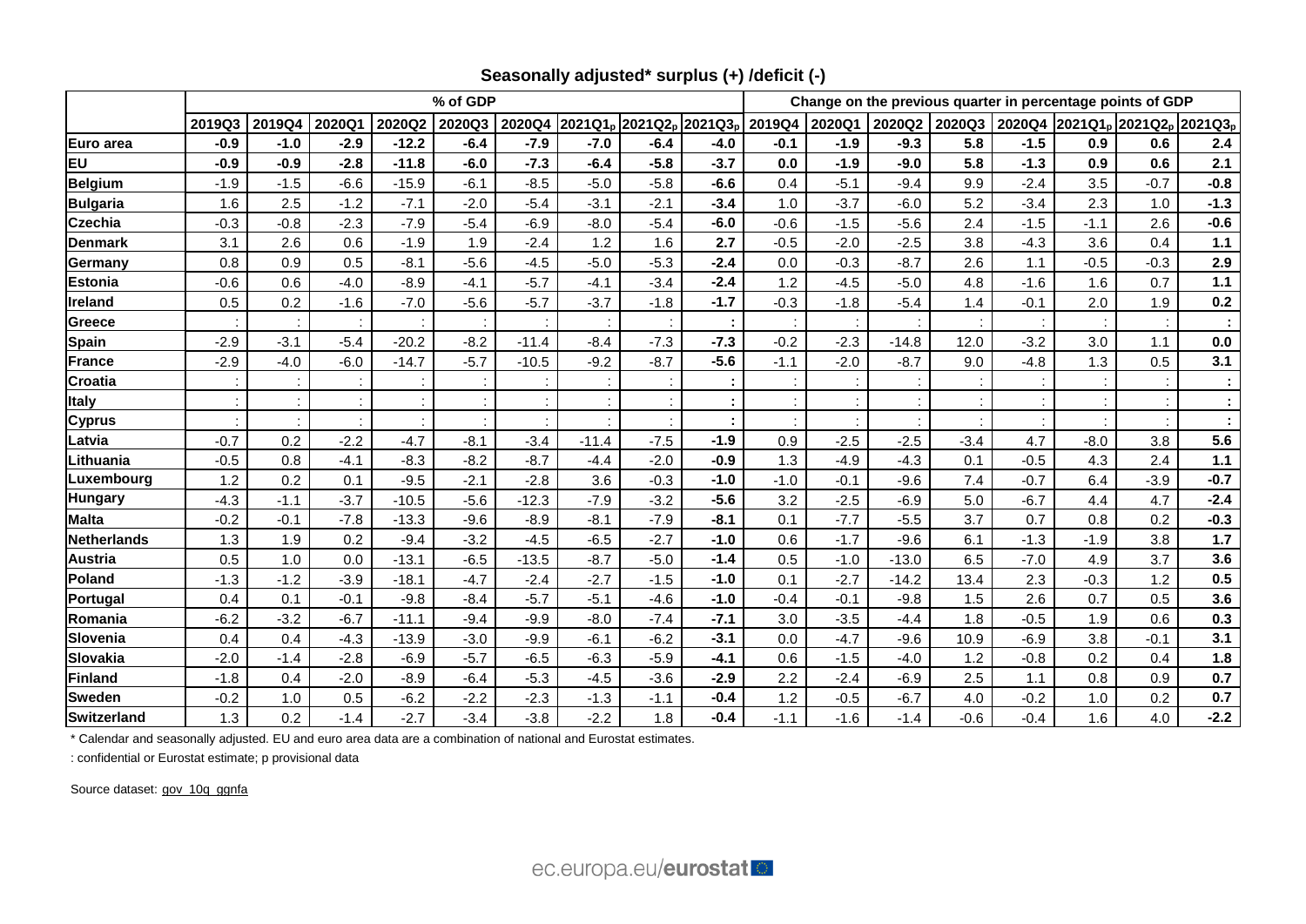## Seasonally adjusted* surplus (+) /deficit (-)

| | % of GDP | | | | | | | | | Change on the previous quarter in percentage points of GDP | | | | | | | |
|---|---|---|---|---|---|---|---|---|---|---|---|---|---|---|---|---|---|
| | 2019Q3 | 2019Q4 | 2020Q1 | 2020Q2 | 2020Q3 | 2020Q4 | $2021Q1_p$ | $2021Q2_p$ | $2021Q3_p$ | 2019Q4 | 2020Q1 | 2020Q2 | 2020Q3 | 2020Q4 | $2021Q1_p$ | $2021Q2_p$ | $2021Q3_p$ |
| **Euro area** | **-0.9** | **-1.0** | **-2.9** | **-12.2** | **-6.4** | **-7.9** | **-7.0** | **-6.4** | **-4.0** | **-0.1** | **-1.9** | **-9.3** | **5.8** | **-1.5** | **0.9** | **0.6** | **2.4** |
| **EU** | **-0.9** | **-0.9** | **-2.8** | **-11.8** | **-6.0** | **-7.3** | **-6.4** | **-5.8** | **-3.7** | **0.0** | **-1.9** | **-9.0** | **5.8** | **-1.3** | **0.9** | **0.6** | **2.1** |
| **Belgium** | -1.9 | -1.5 | -6.6 | -15.9 | -6.1 | -8.5 | -5.0 | -5.8 | **-6.6** | 0.4 | -5.1 | -9.4 | 9.9 | -2.4 | 3.5 | -0.7 | **-0.8** |
| **Bulgaria** | 1.6 | 2.5 | -1.2 | -7.1 | -2.0 | -5.4 | -3.1 | -2.1 | **-3.4** | 1.0 | -3.7 | -6.0 | 5.2 | -3.4 | 2.3 | 1.0 | **-1.3** |
| **Czechia** | -0.3 | -0.8 | -2.3 | -7.9 | -5.4 | -6.9 | -8.0 | -5.4 | **-6.0** | -0.6 | -1.5 | -5.6 | 2.4 | -1.5 | -1.1 | 2.6 | **-0.6** |
| **Denmark** | 3.1 | 2.6 | 0.6 | -1.9 | 1.9 | -2.4 | 1.2 | 1.6 | **2.7** | -0.5 | -2.0 | -2.5 | 3.8 | -4.3 | 3.6 | 0.4 | **1.1** |
| **Germany** | 0.8 | 0.9 | 0.5 | -8.1 | -5.6 | -4.5 | -5.0 | -5.3 | **-2.4** | 0.0 | -0.3 | -8.7 | 2.6 | 1.1 | -0.5 | -0.3 | **2.9** |
| **Estonia** | -0.6 | 0.6 | -4.0 | -8.9 | -4.1 | -5.7 | -4.1 | -3.4 | **-2.4** | 1.2 | -4.5 | -5.0 | 4.8 | -1.6 | 1.6 | 0.7 | **1.1** |
| **Ireland** | 0.5 | 0.2 | -1.6 | -7.0 | -5.6 | -5.7 | -3.7 | -1.8 | **-1.7** | -0.3 | -1.8 | -5.4 | 1.4 | -0.1 | 2.0 | 1.9 | **0.2** |
| **Greece** | : | : | : | : | : | : | : | : | **:** | : | : | : | : | : | : | : | **:** |
| **Spain** | -2.9 | -3.1 | -5.4 | -20.2 | -8.2 | -11.4 | -8.4 | -7.3 | **-7.3** | -0.2 | -2.3 | -14.8 | 12.0 | -3.2 | 3.0 | 1.1 | **0.0** |
| **France** | -2.9 | -4.0 | -6.0 | -14.7 | -5.7 | -10.5 | -9.2 | -8.7 | **-5.6** | -1.1 | -2.0 | -8.7 | 9.0 | -4.8 | 1.3 | 0.5 | **3.1** |
| **Croatia** | : | : | : | : | : | : | : | : | **:** | : | : | : | : | : | : | : | **:** |
| **Italy** | : | : | : | : | : | : | : | : | **:** | : | : | : | : | : | : | : | **:** |
| **Cyprus** | : | : | : | : | : | : | : | : | **:** | : | : | : | : | : | : | : | **:** |
| **Latvia** | -0.7 | 0.2 | -2.2 | -4.7 | -8.1 | -3.4 | -11.4 | -7.5 | **-1.9** | 0.9 | -2.5 | -2.5 | -3.4 | 4.7 | -8.0 | 3.8 | **5.6** |
| **Lithuania** | -0.5 | 0.8 | -4.1 | -8.3 | -8.2 | -8.7 | -4.4 | -2.0 | **-0.9** | 1.3 | -4.9 | -4.3 | 0.1 | -0.5 | 4.3 | 2.4 | **1.1** |
| **Luxembourg** | 1.2 | 0.2 | 0.1 | -9.5 | -2.1 | -2.8 | 3.6 | -0.3 | **-1.0** | -1.0 | -0.1 | -9.6 | 7.4 | -0.7 | 6.4 | -3.9 | **-0.7** |
| **Hungary** | -4.3 | -1.1 | -3.7 | -10.5 | -5.6 | -12.3 | -7.9 | -3.2 | **-5.6** | 3.2 | -2.5 | -6.9 | 5.0 | -6.7 | 4.4 | 4.7 | **-2.4** |
| **Malta** | -0.2 | -0.1 | -7.8 | -13.3 | -9.6 | -8.9 | -8.1 | -7.9 | **-8.1** | 0.1 | -7.7 | -5.5 | 3.7 | 0.7 | 0.8 | 0.2 | **-0.3** |
| **Netherlands** | 1.3 | 1.9 | 0.2 | -9.4 | -3.2 | -4.5 | -6.5 | -2.7 | **-1.0** | 0.6 | -1.7 | -9.6 | 6.1 | -1.3 | -1.9 | 3.8 | **1.7** |
| **Austria** | 0.5 | 1.0 | 0.0 | -13.1 | -6.5 | -13.5 | -8.7 | -5.0 | **-1.4** | 0.5 | -1.0 | -13.0 | 6.5 | -7.0 | 4.9 | 3.7 | **3.6** |
| **Poland** | -1.3 | -1.2 | -3.9 | -18.1 | -4.7 | -2.4 | -2.7 | -1.5 | **-1.0** | 0.1 | -2.7 | -14.2 | 13.4 | 2.3 | -0.3 | 1.2 | **0.5** |
| **Portugal** | 0.4 | 0.1 | -0.1 | -9.8 | -8.4 | -5.7 | -5.1 | -4.6 | **-1.0** | -0.4 | -0.1 | -9.8 | 1.5 | 2.6 | 0.7 | 0.5 | **3.6** |
| **Romania** | -6.2 | -3.2 | -6.7 | -11.1 | -9.4 | -9.9 | -8.0 | -7.4 | **-7.1** | 3.0 | -3.5 | -4.4 | 1.8 | -0.5 | 1.9 | 0.6 | **0.3** |
| **Slovenia** | 0.4 | 0.4 | -4.3 | -13.9 | -3.0 | -9.9 | -6.1 | -6.2 | **-3.1** | 0.0 | -4.7 | -9.6 | 10.9 | -6.9 | 3.8 | -0.1 | **3.1** |
| **Slovakia** | -2.0 | -1.4 | -2.8 | -6.9 | -5.7 | -6.5 | -6.3 | -5.9 | **-4.1** | 0.6 | -1.5 | -4.0 | 1.2 | -0.8 | 0.2 | 0.4 | **1.8** |
| **Finland** | -1.8 | 0.4 | -2.0 | -8.9 | -6.4 | -5.3 | -4.5 | -3.6 | **-2.9** | 2.2 | -2.4 | -6.9 | 2.5 | 1.1 | 0.8 | 0.9 | **0.7** |
| **Sweden** | -0.2 | 1.0 | 0.5 | -6.2 | -2.2 | -2.3 | -1.3 | -1.1 | **-0.4** | 1.2 | -0.5 | -6.7 | 4.0 | -0.2 | 1.0 | 0.2 | **0.7** |
| **Switzerland** | 1.3 | 0.2 | -1.4 | -2.7 | -3.4 | -3.8 | -2.2 | 1.8 | **-0.4** | -1.1 | -1.6 | -1.4 | -0.6 | -0.4 | 1.6 | 4.0 | **-2.2** |

* Calendar and seasonally adjusted. EU and euro area data are a combination of national and Eurostat estimates.

: confidential or Eurostat estimate; p provisional data

Source dataset: gov_10q_ggnfa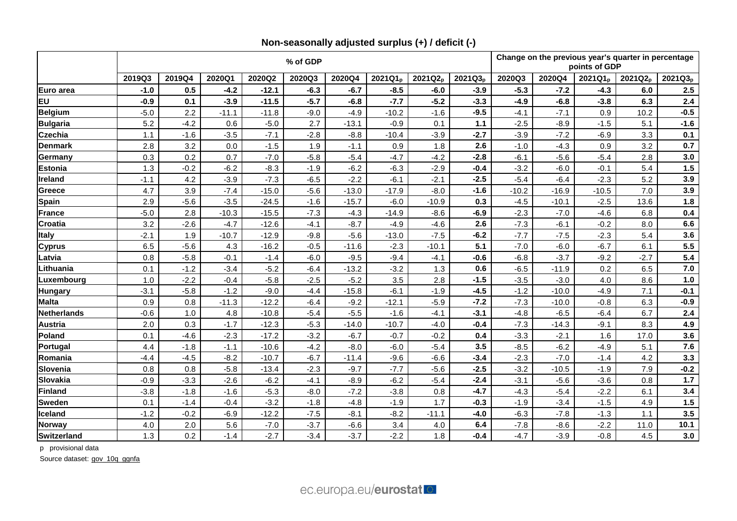## Non-seasonally adjusted surplus (+) / deficit (-)

| | % of GDP | | | | | | | | | Change on the previous year's quarter in percentage points of GDP | | | | |
|---|---|---|---|---|---|---|---|---|---|---|---|---|---|---|
| | 2019Q3 | 2019Q4 | 2020Q1 | 2020Q2 | 2020Q3 | 2020Q4 | 2021Q1p | 2021Q2p | 2021Q3p | 2020Q3 | 2020Q4 | 2021Q1p | 2021Q2p | 2021Q3p |
| **Euro area** | **-1.0** | **0.5** | **-4.2** | **-12.1** | **-6.3** | **-6.7** | **-8.5** | **-6.0** | **-3.9** | **-5.3** | **-7.2** | **-4.3** | **6.0** | **2.5** |
| **EU** | **-0.9** | **0.1** | **-3.9** | **-11.5** | **-5.7** | **-6.8** | **-7.7** | **-5.2** | **-3.3** | **-4.9** | **-6.8** | **-3.8** | **6.3** | **2.4** |
| **Belgium** | -5.0 | 2.2 | -11.1 | -11.8 | -9.0 | -4.9 | -10.2 | -1.6 | **-9.5** | -4.1 | -7.1 | 0.9 | 10.2 | **-0.5** |
| **Bulgaria** | 5.2 | -4.2 | 0.6 | -5.0 | 2.7 | -13.1 | -0.9 | 0.1 | **1.1** | -2.5 | -8.9 | -1.5 | 5.1 | **-1.6** |
| **Czechia** | 1.1 | -1.6 | -3.5 | -7.1 | -2.8 | -8.8 | -10.4 | -3.9 | **-2.7** | -3.9 | -7.2 | -6.9 | 3.3 | **0.1** |
| **Denmark** | 2.8 | 3.2 | 0.0 | -1.5 | 1.9 | -1.1 | 0.9 | 1.8 | **2.6** | -1.0 | -4.3 | 0.9 | 3.2 | **0.7** |
| **Germany** | 0.3 | 0.2 | 0.7 | -7.0 | -5.8 | -5.4 | -4.7 | -4.2 | **-2.8** | -6.1 | -5.6 | -5.4 | 2.8 | **3.0** |
| **Estonia** | 1.3 | -0.2 | -6.2 | -8.3 | -1.9 | -6.2 | -6.3 | -2.9 | **-0.4** | -3.2 | -6.0 | -0.1 | 5.4 | **1.5** |
| **Ireland** | -1.1 | 4.2 | -3.9 | -7.3 | -6.5 | -2.2 | -6.1 | -2.1 | **-2.5** | -5.4 | -6.4 | -2.3 | 5.2 | **3.9** |
| **Greece** | 4.7 | 3.9 | -7.4 | -15.0 | -5.6 | -13.0 | -17.9 | -8.0 | **-1.6** | -10.2 | -16.9 | -10.5 | 7.0 | **3.9** |
| **Spain** | 2.9 | -5.6 | -3.5 | -24.5 | -1.6 | -15.7 | -6.0 | -10.9 | **0.3** | -4.5 | -10.1 | -2.5 | 13.6 | **1.8** |
| **France** | -5.0 | 2.8 | -10.3 | -15.5 | -7.3 | -4.3 | -14.9 | -8.6 | **-6.9** | -2.3 | -7.0 | -4.6 | 6.8 | **0.4** |
| **Croatia** | 3.2 | -2.6 | -4.7 | -12.6 | -4.1 | -8.7 | -4.9 | -4.6 | **2.6** | -7.3 | -6.1 | -0.2 | 8.0 | **6.6** |
| **Italy** | -2.1 | 1.9 | -10.7 | -12.9 | -9.8 | -5.6 | -13.0 | -7.5 | **-6.2** | -7.7 | -7.5 | -2.3 | 5.4 | **3.6** |
| **Cyprus** | 6.5 | -5.6 | 4.3 | -16.2 | -0.5 | -11.6 | -2.3 | -10.1 | **5.1** | -7.0 | -6.0 | -6.7 | 6.1 | **5.5** |
| **Latvia** | 0.8 | -5.8 | -0.1 | -1.4 | -6.0 | -9.5 | -9.4 | -4.1 | **-0.6** | -6.8 | -3.7 | -9.2 | -2.7 | **5.4** |
| **Lithuania** | 0.1 | -1.2 | -3.4 | -5.2 | -6.4 | -13.2 | -3.2 | 1.3 | **0.6** | -6.5 | -11.9 | 0.2 | 6.5 | **7.0** |
| **Luxembourg** | 1.0 | -2.2 | -0.4 | -5.8 | -2.5 | -5.2 | 3.5 | 2.8 | **-1.5** | -3.5 | -3.0 | 4.0 | 8.6 | **1.0** |
| **Hungary** | -3.1 | -5.8 | -1.2 | -9.0 | -4.4 | -15.8 | -6.1 | -1.9 | **-4.5** | -1.2 | -10.0 | -4.9 | 7.1 | **-0.1** |
| **Malta** | 0.9 | 0.8 | -11.3 | -12.2 | -6.4 | -9.2 | -12.1 | -5.9 | **-7.2** | -7.3 | -10.0 | -0.8 | 6.3 | **-0.9** |
| **Netherlands** | -0.6 | 1.0 | 4.8 | -10.8 | -5.4 | -5.5 | -1.6 | -4.1 | **-3.1** | -4.8 | -6.5 | -6.4 | 6.7 | **2.4** |
| **Austria** | 2.0 | 0.3 | -1.7 | -12.3 | -5.3 | -14.0 | -10.7 | -4.0 | **-0.4** | -7.3 | -14.3 | -9.1 | 8.3 | **4.9** |
| **Poland** | 0.1 | -4.6 | -2.3 | -17.2 | -3.2 | -6.7 | -0.7 | -0.2 | **0.4** | -3.3 | -2.1 | 1.6 | 17.0 | **3.6** |
| **Portugal** | 4.4 | -1.8 | -1.1 | -10.6 | -4.2 | -8.0 | -6.0 | -5.4 | **3.5** | -8.5 | -6.2 | -4.9 | 5.1 | **7.6** |
| **Romania** | -4.4 | -4.5 | -8.2 | -10.7 | -6.7 | -11.4 | -9.6 | -6.6 | **-3.4** | -2.3 | -7.0 | -1.4 | 4.2 | **3.3** |
| **Slovenia** | 0.8 | 0.8 | -5.8 | -13.4 | -2.3 | -9.7 | -7.7 | -5.6 | **-2.5** | -3.2 | -10.5 | -1.9 | 7.9 | **-0.2** |
| **Slovakia** | -0.9 | -3.3 | -2.6 | -6.2 | -4.1 | -8.9 | -6.2 | -5.4 | **-2.4** | -3.1 | -5.6 | -3.6 | 0.8 | **1.7** |
| **Finland** | -3.8 | -1.8 | -1.6 | -5.3 | -8.0 | -7.2 | -3.8 | 0.8 | **-4.7** | -4.3 | -5.4 | -2.2 | 6.1 | **3.4** |
| **Sweden** | 0.1 | -1.4 | -0.4 | -3.2 | -1.8 | -4.8 | -1.9 | 1.7 | **-0.3** | -1.9 | -3.4 | -1.5 | 4.9 | **1.5** |
| **Iceland** | -1.2 | -0.2 | -6.9 | -12.2 | -7.5 | -8.1 | -8.2 | -11.1 | **-4.0** | -6.3 | -7.8 | -1.3 | 1.1 | **3.5** |
| **Norway** | 4.0 | 2.0 | 5.6 | -7.0 | -3.7 | -6.6 | 3.4 | 4.0 | **6.4** | -7.8 | -8.6 | -2.2 | 11.0 | **10.1** |
| **Switzerland** | 1.3 | 0.2 | -1.4 | -2.7 | -3.4 | -3.7 | -2.2 | 1.8 | **-0.4** | -4.7 | -3.9 | -0.8 | 4.5 | **3.0** |

p provisional data

Source dataset: gov_10q_ggnfa